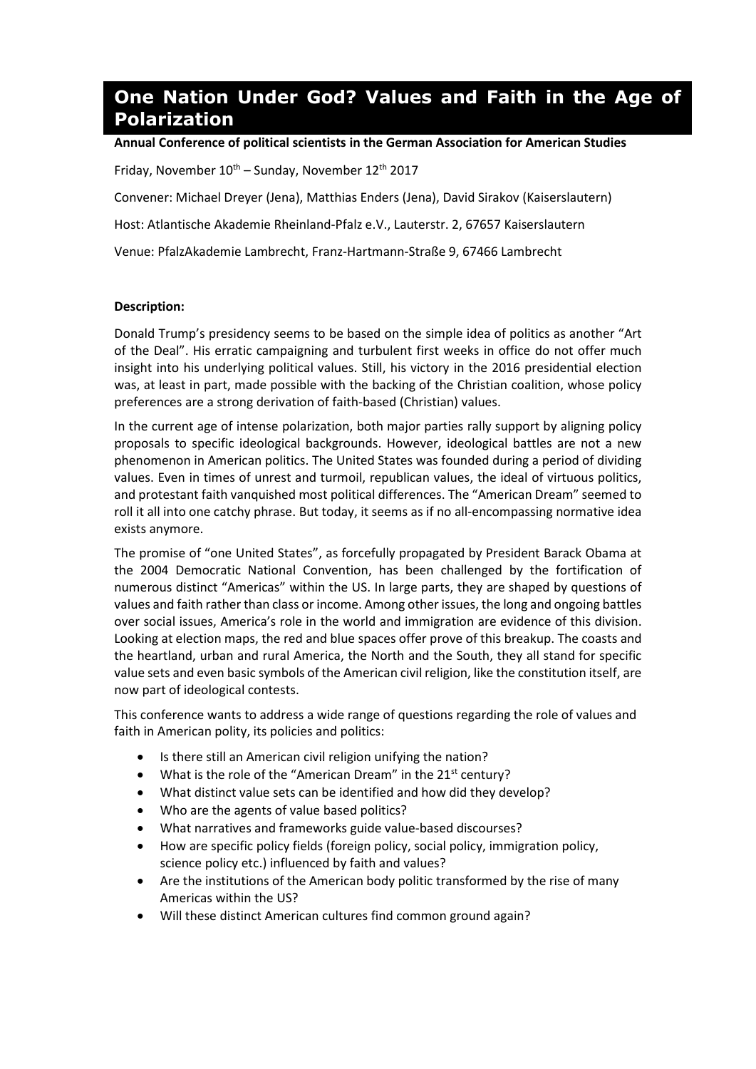# One Nation Under God? Values and Faith in the Age of Polarization

**Annual Conference of political scientists in the German Association for American Studies**

Friday, November 10th – Sunday, November 12th 2017

Convener: Michael Dreyer (Jena), Matthias Enders (Jena), David Sirakov (Kaiserslautern)

Host: Atlantische Akademie Rheinland-Pfalz e.V., Lauterstr. 2, 67657 Kaiserslautern

Venue: PfalzAkademie Lambrecht, Franz-Hartmann-Straße 9, 67466 Lambrecht

**Description:**

Donald Trump's presidency seems to be based on the simple idea of politics as another "Art of the Deal". His erratic campaigning and turbulent first weeks in office do not offer much insight into his underlying political values. Still, his victory in the 2016 presidential election was, at least in part, made possible with the backing of the Christian coalition, whose policy preferences are a strong derivation of faith-based (Christian) values.

In the current age of intense polarization, both major parties rally support by aligning policy proposals to specific ideological backgrounds. However, ideological battles are not a new phenomenon in American politics. The United States was founded during a period of dividing values. Even in times of unrest and turmoil, republican values, the ideal of virtuous politics, and protestant faith vanquished most political differences. The "American Dream" seemed to roll it all into one catchy phrase. But today, it seems as if no all-encompassing normative idea exists anymore.

The promise of "one United States", as forcefully propagated by President Barack Obama at the 2004 Democratic National Convention, has been challenged by the fortification of numerous distinct "Americas" within the US. In large parts, they are shaped by questions of values and faith rather than class or income. Among other issues, the long and ongoing battles over social issues, America's role in the world and immigration are evidence of this division. Looking at election maps, the red and blue spaces offer prove of this breakup. The coasts and the heartland, urban and rural America, the North and the South, they all stand for specific value sets and even basic symbols of the American civil religion, like the constitution itself, are now part of ideological contests.

This conference wants to address a wide range of questions regarding the role of values and faith in American polity, its policies and politics:

- Is there still an American civil religion unifying the nation?
- What is the role of the "American Dream" in the 21st century?
- What distinct value sets can be identified and how did they develop?
- Who are the agents of value based politics?
- What narratives and frameworks guide value-based discourses?
- How are specific policy fields (foreign policy, social policy, immigration policy, science policy etc.) influenced by faith and values?
- Are the institutions of the American body politic transformed by the rise of many Americas within the US?
- Will these distinct American cultures find common ground again?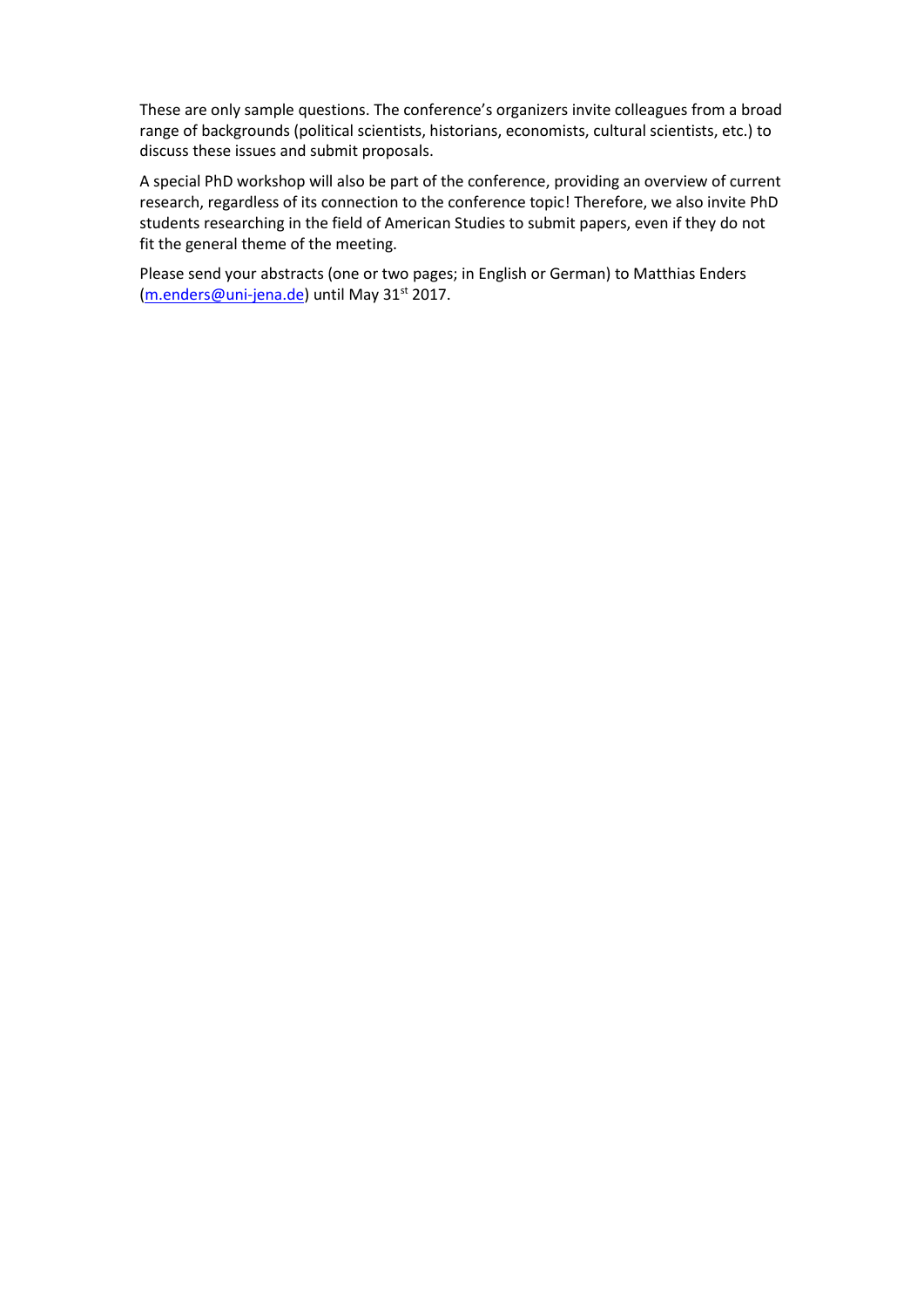These are only sample questions. The conference's organizers invite colleagues from a broad range of backgrounds (political scientists, historians, economists, cultural scientists, etc.) to discuss these issues and submit proposals.

A special PhD workshop will also be part of the conference, providing an overview of current research, regardless of its connection to the conference topic! Therefore, we also invite PhD students researching in the field of American Studies to submit papers, even if they do not fit the general theme of the meeting.

Please send your abstracts (one or two pages; in English or German) to Matthias Enders (m.enders@uni-jena.de) until May 31st 2017.